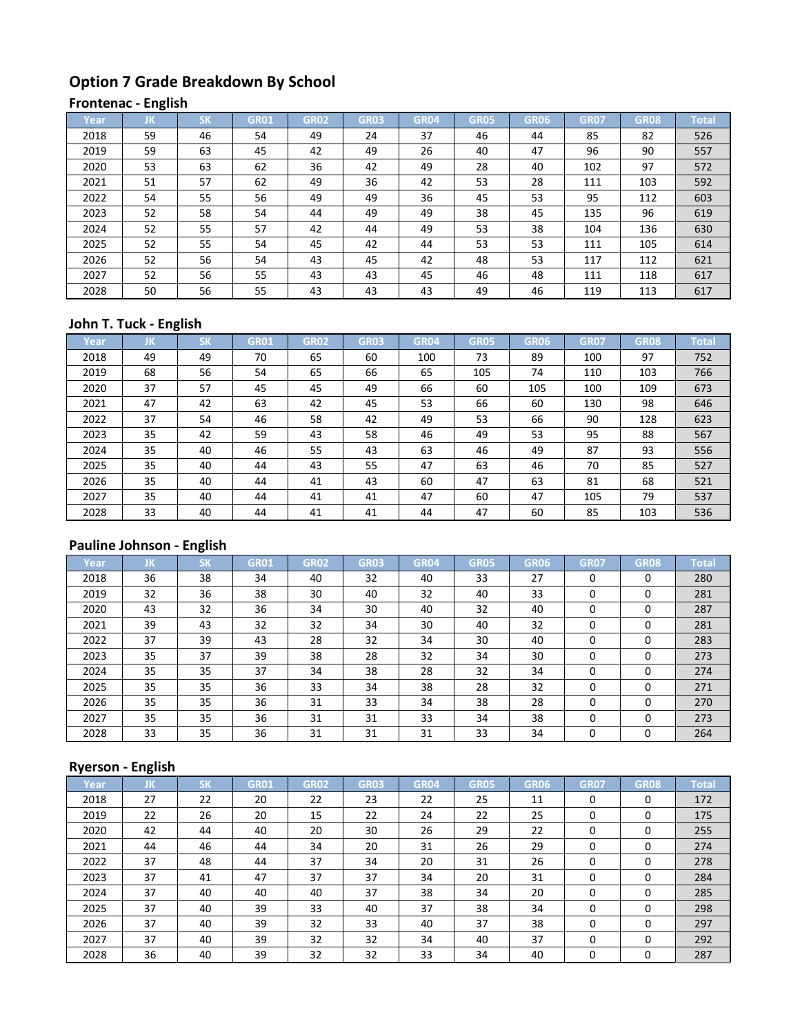# Option 7 Grade Breakdown By School

## Frontenac - English

| Year | JK | SK | GR01 | GR02 | GR03 | GR04 | GR05 | GR06 | GR07 | GR08 | Total |
|---|---|---|---|---|---|---|---|---|---|---|---|
| 2018 | 59 | 46 | 54 | 49 | 24 | 37 | 46 | 44 | 85 | 82 | 526 |
| 2019 | 59 | 63 | 45 | 42 | 49 | 26 | 40 | 47 | 96 | 90 | 557 |
| 2020 | 53 | 63 | 62 | 36 | 42 | 49 | 28 | 40 | 102 | 97 | 572 |
| 2021 | 51 | 57 | 62 | 49 | 36 | 42 | 53 | 28 | 111 | 103 | 592 |
| 2022 | 54 | 55 | 56 | 49 | 49 | 36 | 45 | 53 | 95 | 112 | 603 |
| 2023 | 52 | 58 | 54 | 44 | 49 | 49 | 38 | 45 | 135 | 96 | 619 |
| 2024 | 52 | 55 | 57 | 42 | 44 | 49 | 53 | 38 | 104 | 136 | 630 |
| 2025 | 52 | 55 | 54 | 45 | 42 | 44 | 53 | 53 | 111 | 105 | 614 |
| 2026 | 52 | 56 | 54 | 43 | 45 | 42 | 48 | 53 | 117 | 112 | 621 |
| 2027 | 52 | 56 | 55 | 43 | 43 | 45 | 46 | 48 | 111 | 118 | 617 |
| 2028 | 50 | 56 | 55 | 43 | 43 | 43 | 49 | 46 | 119 | 113 | 617 |

## John T. Tuck - English

| Year | JK | SK | GR01 | GR02 | GR03 | GR04 | GR05 | GR06 | GR07 | GR08 | Total |
|---|---|---|---|---|---|---|---|---|---|---|---|
| 2018 | 49 | 49 | 70 | 65 | 60 | 100 | 73 | 89 | 100 | 97 | 752 |
| 2019 | 68 | 56 | 54 | 65 | 66 | 65 | 105 | 74 | 110 | 103 | 766 |
| 2020 | 37 | 57 | 45 | 45 | 49 | 66 | 60 | 105 | 100 | 109 | 673 |
| 2021 | 47 | 42 | 63 | 42 | 45 | 53 | 66 | 60 | 130 | 98 | 646 |
| 2022 | 37 | 54 | 46 | 58 | 42 | 49 | 53 | 66 | 90 | 128 | 623 |
| 2023 | 35 | 42 | 59 | 43 | 58 | 46 | 49 | 53 | 95 | 88 | 567 |
| 2024 | 35 | 40 | 46 | 55 | 43 | 63 | 46 | 49 | 87 | 93 | 556 |
| 2025 | 35 | 40 | 44 | 43 | 55 | 47 | 63 | 46 | 70 | 85 | 527 |
| 2026 | 35 | 40 | 44 | 41 | 43 | 60 | 47 | 63 | 81 | 68 | 521 |
| 2027 | 35 | 40 | 44 | 41 | 41 | 47 | 60 | 47 | 105 | 79 | 537 |
| 2028 | 33 | 40 | 44 | 41 | 41 | 44 | 47 | 60 | 85 | 103 | 536 |

## Pauline Johnson - English

| Year | JK | SK | GR01 | GR02 | GR03 | GR04 | GR05 | GR06 | GR07 | GR08 | Total |
|---|---|---|---|---|---|---|---|---|---|---|---|
| 2018 | 36 | 38 | 34 | 40 | 32 | 40 | 33 | 27 | 0 | 0 | 280 |
| 2019 | 32 | 36 | 38 | 30 | 40 | 32 | 40 | 33 | 0 | 0 | 281 |
| 2020 | 43 | 32 | 36 | 34 | 30 | 40 | 32 | 40 | 0 | 0 | 287 |
| 2021 | 39 | 43 | 32 | 32 | 34 | 30 | 40 | 32 | 0 | 0 | 281 |
| 2022 | 37 | 39 | 43 | 28 | 32 | 34 | 30 | 40 | 0 | 0 | 283 |
| 2023 | 35 | 37 | 39 | 38 | 28 | 32 | 34 | 30 | 0 | 0 | 273 |
| 2024 | 35 | 35 | 37 | 34 | 38 | 28 | 32 | 34 | 0 | 0 | 274 |
| 2025 | 35 | 35 | 36 | 33 | 34 | 38 | 28 | 32 | 0 | 0 | 271 |
| 2026 | 35 | 35 | 36 | 31 | 33 | 34 | 38 | 28 | 0 | 0 | 270 |
| 2027 | 35 | 35 | 36 | 31 | 31 | 33 | 34 | 38 | 0 | 0 | 273 |
| 2028 | 33 | 35 | 36 | 31 | 31 | 31 | 33 | 34 | 0 | 0 | 264 |

## Ryerson - English

| Year | JK | SK | GR01 | GR02 | GR03 | GR04 | GR05 | GR06 | GR07 | GR08 | Total |
|---|---|---|---|---|---|---|---|---|---|---|---|
| 2018 | 27 | 22 | 20 | 22 | 23 | 22 | 25 | 11 | 0 | 0 | 172 |
| 2019 | 22 | 26 | 20 | 15 | 22 | 24 | 22 | 25 | 0 | 0 | 175 |
| 2020 | 42 | 44 | 40 | 20 | 30 | 26 | 29 | 22 | 0 | 0 | 255 |
| 2021 | 44 | 46 | 44 | 34 | 20 | 31 | 26 | 29 | 0 | 0 | 274 |
| 2022 | 37 | 48 | 44 | 37 | 34 | 20 | 31 | 26 | 0 | 0 | 278 |
| 2023 | 37 | 41 | 47 | 37 | 37 | 34 | 20 | 31 | 0 | 0 | 284 |
| 2024 | 37 | 40 | 40 | 40 | 37 | 38 | 34 | 20 | 0 | 0 | 285 |
| 2025 | 37 | 40 | 39 | 33 | 40 | 37 | 38 | 34 | 0 | 0 | 298 |
| 2026 | 37 | 40 | 39 | 32 | 33 | 40 | 37 | 38 | 0 | 0 | 297 |
| 2027 | 37 | 40 | 39 | 32 | 32 | 34 | 40 | 37 | 0 | 0 | 292 |
| 2028 | 36 | 40 | 39 | 32 | 32 | 33 | 34 | 40 | 0 | 0 | 287 |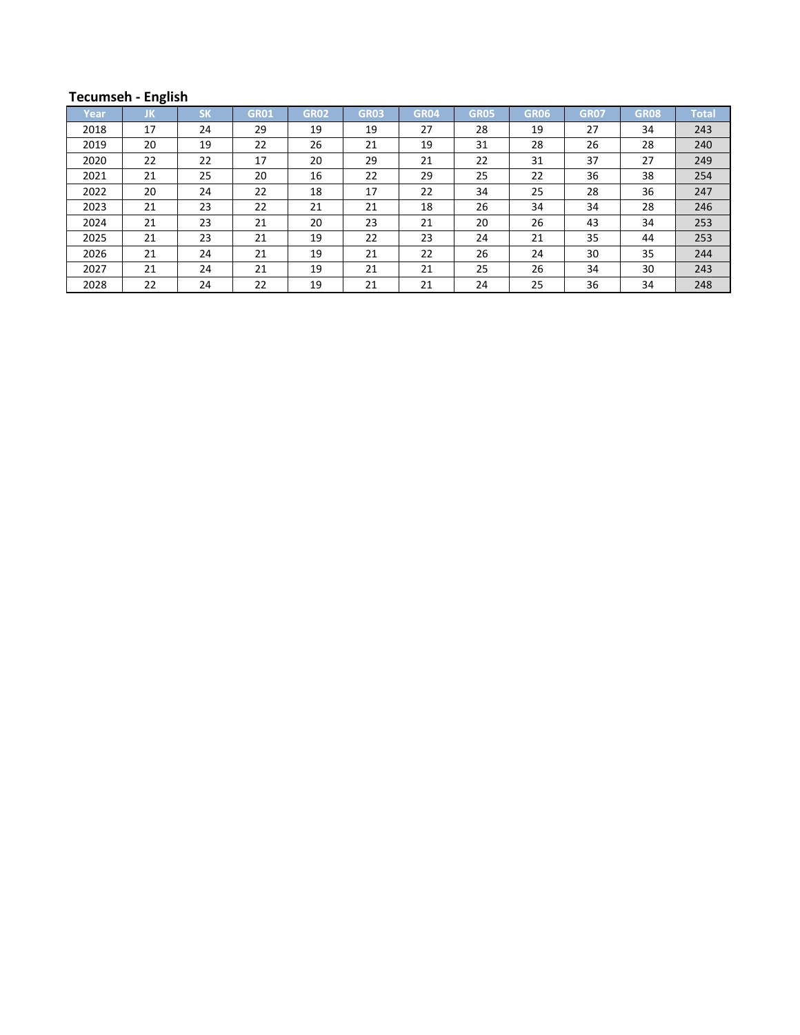**Tecumseh - English**

| Year | JK | SK | GR01 | GR02 | GR03 | GR04 | GR05 | GR06 | GR07 | GR08 | Total |
|---|---|---|---|---|---|---|---|---|---|---|---|
| 2018 | 17 | 24 | 29 | 19 | 19 | 27 | 28 | 19 | 27 | 34 | 243 |
| 2019 | 20 | 19 | 22 | 26 | 21 | 19 | 31 | 28 | 26 | 28 | 240 |
| 2020 | 22 | 22 | 17 | 20 | 29 | 21 | 22 | 31 | 37 | 27 | 249 |
| 2021 | 21 | 25 | 20 | 16 | 22 | 29 | 25 | 22 | 36 | 38 | 254 |
| 2022 | 20 | 24 | 22 | 18 | 17 | 22 | 34 | 25 | 28 | 36 | 247 |
| 2023 | 21 | 23 | 22 | 21 | 21 | 18 | 26 | 34 | 34 | 28 | 246 |
| 2024 | 21 | 23 | 21 | 20 | 23 | 21 | 20 | 26 | 43 | 34 | 253 |
| 2025 | 21 | 23 | 21 | 19 | 22 | 23 | 24 | 21 | 35 | 44 | 253 |
| 2026 | 21 | 24 | 21 | 19 | 21 | 22 | 26 | 24 | 30 | 35 | 244 |
| 2027 | 21 | 24 | 21 | 19 | 21 | 21 | 25 | 26 | 34 | 30 | 243 |
| 2028 | 22 | 24 | 22 | 19 | 21 | 21 | 24 | 25 | 36 | 34 | 248 |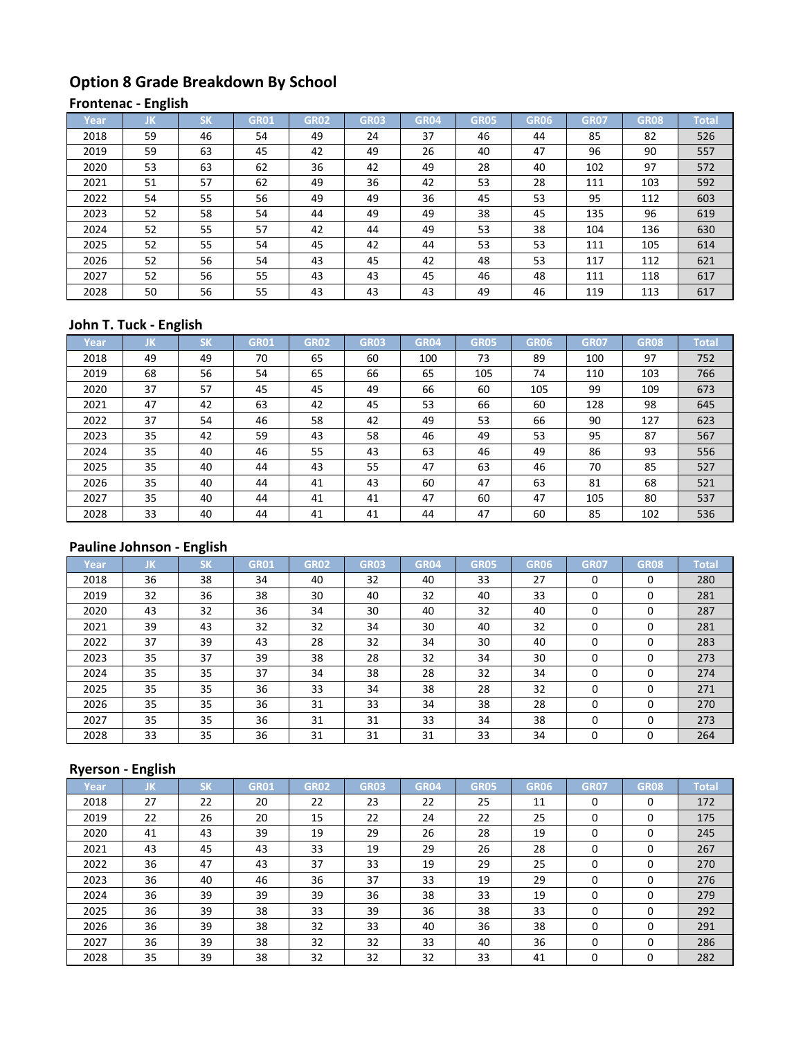# Option 8 Grade Breakdown By School

## Frontenac - English

| Year | JK | SK | GR01 | GR02 | GR03 | GR04 | GR05 | GR06 | GR07 | GR08 | Total |
|---|---|---|---|---|---|---|---|---|---|---|---|
| 2018 | 59 | 46 | 54 | 49 | 24 | 37 | 46 | 44 | 85 | 82 | 526 |
| 2019 | 59 | 63 | 45 | 42 | 49 | 26 | 40 | 47 | 96 | 90 | 557 |
| 2020 | 53 | 63 | 62 | 36 | 42 | 49 | 28 | 40 | 102 | 97 | 572 |
| 2021 | 51 | 57 | 62 | 49 | 36 | 42 | 53 | 28 | 111 | 103 | 592 |
| 2022 | 54 | 55 | 56 | 49 | 49 | 36 | 45 | 53 | 95 | 112 | 603 |
| 2023 | 52 | 58 | 54 | 44 | 49 | 49 | 38 | 45 | 135 | 96 | 619 |
| 2024 | 52 | 55 | 57 | 42 | 44 | 49 | 53 | 38 | 104 | 136 | 630 |
| 2025 | 52 | 55 | 54 | 45 | 42 | 44 | 53 | 53 | 111 | 105 | 614 |
| 2026 | 52 | 56 | 54 | 43 | 45 | 42 | 48 | 53 | 117 | 112 | 621 |
| 2027 | 52 | 56 | 55 | 43 | 43 | 45 | 46 | 48 | 111 | 118 | 617 |
| 2028 | 50 | 56 | 55 | 43 | 43 | 43 | 49 | 46 | 119 | 113 | 617 |

## John T. Tuck - English

| Year | JK | SK | GR01 | GR02 | GR03 | GR04 | GR05 | GR06 | GR07 | GR08 | Total |
|---|---|---|---|---|---|---|---|---|---|---|---|
| 2018 | 49 | 49 | 70 | 65 | 60 | 100 | 73 | 89 | 100 | 97 | 752 |
| 2019 | 68 | 56 | 54 | 65 | 66 | 65 | 105 | 74 | 110 | 103 | 766 |
| 2020 | 37 | 57 | 45 | 45 | 49 | 66 | 60 | 105 | 99 | 109 | 673 |
| 2021 | 47 | 42 | 63 | 42 | 45 | 53 | 66 | 60 | 128 | 98 | 645 |
| 2022 | 37 | 54 | 46 | 58 | 42 | 49 | 53 | 66 | 90 | 127 | 623 |
| 2023 | 35 | 42 | 59 | 43 | 58 | 46 | 49 | 53 | 95 | 87 | 567 |
| 2024 | 35 | 40 | 46 | 55 | 43 | 63 | 46 | 49 | 86 | 93 | 556 |
| 2025 | 35 | 40 | 44 | 43 | 55 | 47 | 63 | 46 | 70 | 85 | 527 |
| 2026 | 35 | 40 | 44 | 41 | 43 | 60 | 47 | 63 | 81 | 68 | 521 |
| 2027 | 35 | 40 | 44 | 41 | 41 | 47 | 60 | 47 | 105 | 80 | 537 |
| 2028 | 33 | 40 | 44 | 41 | 41 | 44 | 47 | 60 | 85 | 102 | 536 |

## Pauline Johnson - English

| Year | JK | SK | GR01 | GR02 | GR03 | GR04 | GR05 | GR06 | GR07 | GR08 | Total |
|---|---|---|---|---|---|---|---|---|---|---|---|
| 2018 | 36 | 38 | 34 | 40 | 32 | 40 | 33 | 27 | 0 | 0 | 280 |
| 2019 | 32 | 36 | 38 | 30 | 40 | 32 | 40 | 33 | 0 | 0 | 281 |
| 2020 | 43 | 32 | 36 | 34 | 30 | 40 | 32 | 40 | 0 | 0 | 287 |
| 2021 | 39 | 43 | 32 | 32 | 34 | 30 | 40 | 32 | 0 | 0 | 281 |
| 2022 | 37 | 39 | 43 | 28 | 32 | 34 | 30 | 40 | 0 | 0 | 283 |
| 2023 | 35 | 37 | 39 | 38 | 28 | 32 | 34 | 30 | 0 | 0 | 273 |
| 2024 | 35 | 35 | 37 | 34 | 38 | 28 | 32 | 34 | 0 | 0 | 274 |
| 2025 | 35 | 35 | 36 | 33 | 34 | 38 | 28 | 32 | 0 | 0 | 271 |
| 2026 | 35 | 35 | 36 | 31 | 33 | 34 | 38 | 28 | 0 | 0 | 270 |
| 2027 | 35 | 35 | 36 | 31 | 31 | 33 | 34 | 38 | 0 | 0 | 273 |
| 2028 | 33 | 35 | 36 | 31 | 31 | 31 | 33 | 34 | 0 | 0 | 264 |

## Ryerson - English

| Year | JK | SK | GR01 | GR02 | GR03 | GR04 | GR05 | GR06 | GR07 | GR08 | Total |
|---|---|---|---|---|---|---|---|---|---|---|---|
| 2018 | 27 | 22 | 20 | 22 | 23 | 22 | 25 | 11 | 0 | 0 | 172 |
| 2019 | 22 | 26 | 20 | 15 | 22 | 24 | 22 | 25 | 0 | 0 | 175 |
| 2020 | 41 | 43 | 39 | 19 | 29 | 26 | 28 | 19 | 0 | 0 | 245 |
| 2021 | 43 | 45 | 43 | 33 | 19 | 29 | 26 | 28 | 0 | 0 | 267 |
| 2022 | 36 | 47 | 43 | 37 | 33 | 19 | 29 | 25 | 0 | 0 | 270 |
| 2023 | 36 | 40 | 46 | 36 | 37 | 33 | 19 | 29 | 0 | 0 | 276 |
| 2024 | 36 | 39 | 39 | 39 | 36 | 38 | 33 | 19 | 0 | 0 | 279 |
| 2025 | 36 | 39 | 38 | 33 | 39 | 36 | 38 | 33 | 0 | 0 | 292 |
| 2026 | 36 | 39 | 38 | 32 | 33 | 40 | 36 | 38 | 0 | 0 | 291 |
| 2027 | 36 | 39 | 38 | 32 | 32 | 33 | 40 | 36 | 0 | 0 | 286 |
| 2028 | 35 | 39 | 38 | 32 | 32 | 32 | 33 | 41 | 0 | 0 | 282 |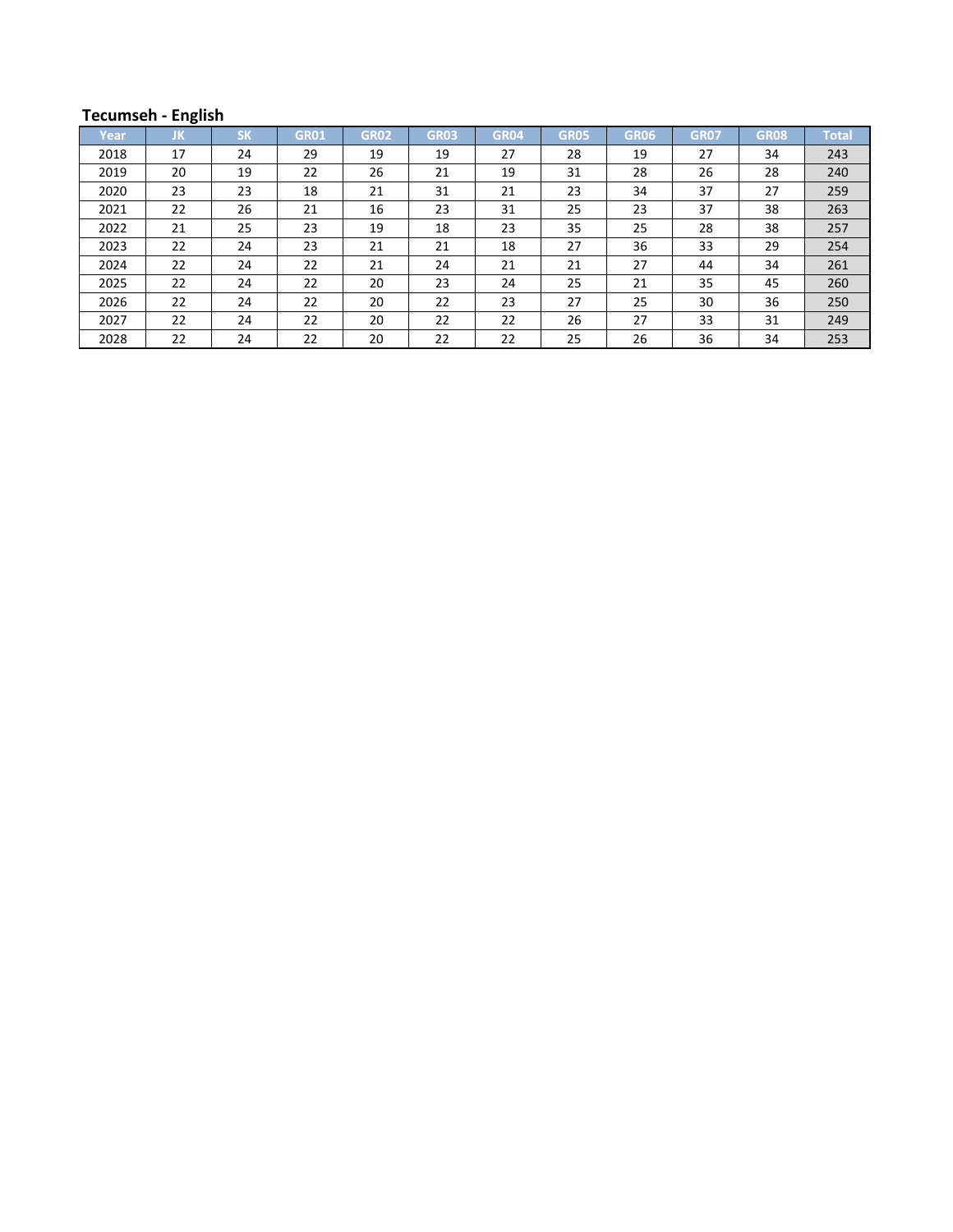**Tecumseh - English**

| Year | JK | SK | GR01 | GR02 | GR03 | GR04 | GR05 | GR06 | GR07 | GR08 | Total |
|---|---|---|---|---|---|---|---|---|---|---|---|
| 2018 | 17 | 24 | 29 | 19 | 19 | 27 | 28 | 19 | 27 | 34 | 243 |
| 2019 | 20 | 19 | 22 | 26 | 21 | 19 | 31 | 28 | 26 | 28 | 240 |
| 2020 | 23 | 23 | 18 | 21 | 31 | 21 | 23 | 34 | 37 | 27 | 259 |
| 2021 | 22 | 26 | 21 | 16 | 23 | 31 | 25 | 23 | 37 | 38 | 263 |
| 2022 | 21 | 25 | 23 | 19 | 18 | 23 | 35 | 25 | 28 | 38 | 257 |
| 2023 | 22 | 24 | 23 | 21 | 21 | 18 | 27 | 36 | 33 | 29 | 254 |
| 2024 | 22 | 24 | 22 | 21 | 24 | 21 | 21 | 27 | 44 | 34 | 261 |
| 2025 | 22 | 24 | 22 | 20 | 23 | 24 | 25 | 21 | 35 | 45 | 260 |
| 2026 | 22 | 24 | 22 | 20 | 22 | 23 | 27 | 25 | 30 | 36 | 250 |
| 2027 | 22 | 24 | 22 | 20 | 22 | 22 | 26 | 27 | 33 | 31 | 249 |
| 2028 | 22 | 24 | 22 | 20 | 22 | 22 | 25 | 26 | 36 | 34 | 253 |